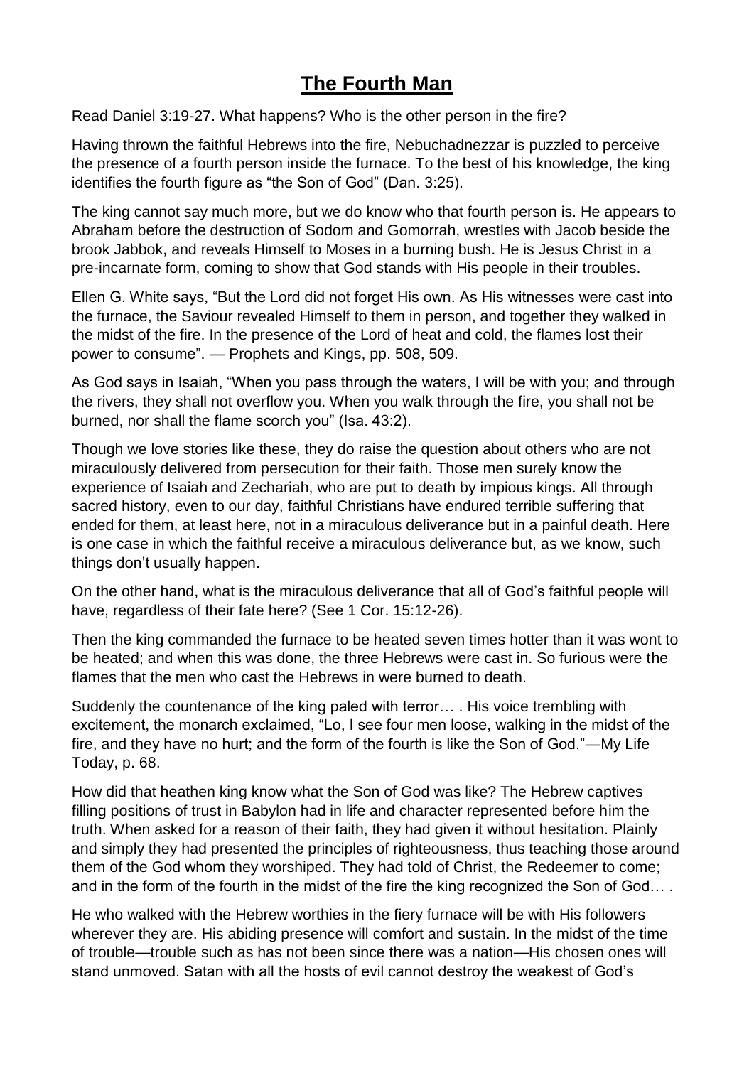# **The Fourth Man**

Read Daniel 3:19-27. What happens? Who is the other person in the fire?

Having thrown the faithful Hebrews into the fire, Nebuchadnezzar is puzzled to perceive the presence of a fourth person inside the furnace. To the best of his knowledge, the king identifies the fourth figure as "the Son of God" (Dan. 3:25).

The king cannot say much more, but we do know who that fourth person is. He appears to Abraham before the destruction of Sodom and Gomorrah, wrestles with Jacob beside the brook Jabbok, and reveals Himself to Moses in a burning bush. He is Jesus Christ in a pre-incarnate form, coming to show that God stands with His people in their troubles.

Ellen G. White says, "But the Lord did not forget His own. As His witnesses were cast into the furnace, the Saviour revealed Himself to them in person, and together they walked in the midst of the fire. In the presence of the Lord of heat and cold, the flames lost their power to consume". — Prophets and Kings, pp. 508, 509.

As God says in Isaiah, "When you pass through the waters, I will be with you; and through the rivers, they shall not overflow you. When you walk through the fire, you shall not be burned, nor shall the flame scorch you" (Isa. 43:2).

Though we love stories like these, they do raise the question about others who are not miraculously delivered from persecution for their faith. Those men surely know the experience of Isaiah and Zechariah, who are put to death by impious kings. All through sacred history, even to our day, faithful Christians have endured terrible suffering that ended for them, at least here, not in a miraculous deliverance but in a painful death. Here is one case in which the faithful receive a miraculous deliverance but, as we know, such things don't usually happen.

On the other hand, what is the miraculous deliverance that all of God's faithful people will have, regardless of their fate here? (See 1 Cor. 15:12-26).

Then the king commanded the furnace to be heated seven times hotter than it was wont to be heated; and when this was done, the three Hebrews were cast in. So furious were the flames that the men who cast the Hebrews in were burned to death.

Suddenly the countenance of the king paled with terror… . His voice trembling with excitement, the monarch exclaimed, "Lo, I see four men loose, walking in the midst of the fire, and they have no hurt; and the form of the fourth is like the Son of God."—My Life Today, p. 68.

How did that heathen king know what the Son of God was like? The Hebrew captives filling positions of trust in Babylon had in life and character represented before him the truth. When asked for a reason of their faith, they had given it without hesitation. Plainly and simply they had presented the principles of righteousness, thus teaching those around them of the God whom they worshiped. They had told of Christ, the Redeemer to come; and in the form of the fourth in the midst of the fire the king recognized the Son of God… .

He who walked with the Hebrew worthies in the fiery furnace will be with His followers wherever they are. His abiding presence will comfort and sustain. In the midst of the time of trouble—trouble such as has not been since there was a nation—His chosen ones will stand unmoved. Satan with all the hosts of evil cannot destroy the weakest of God's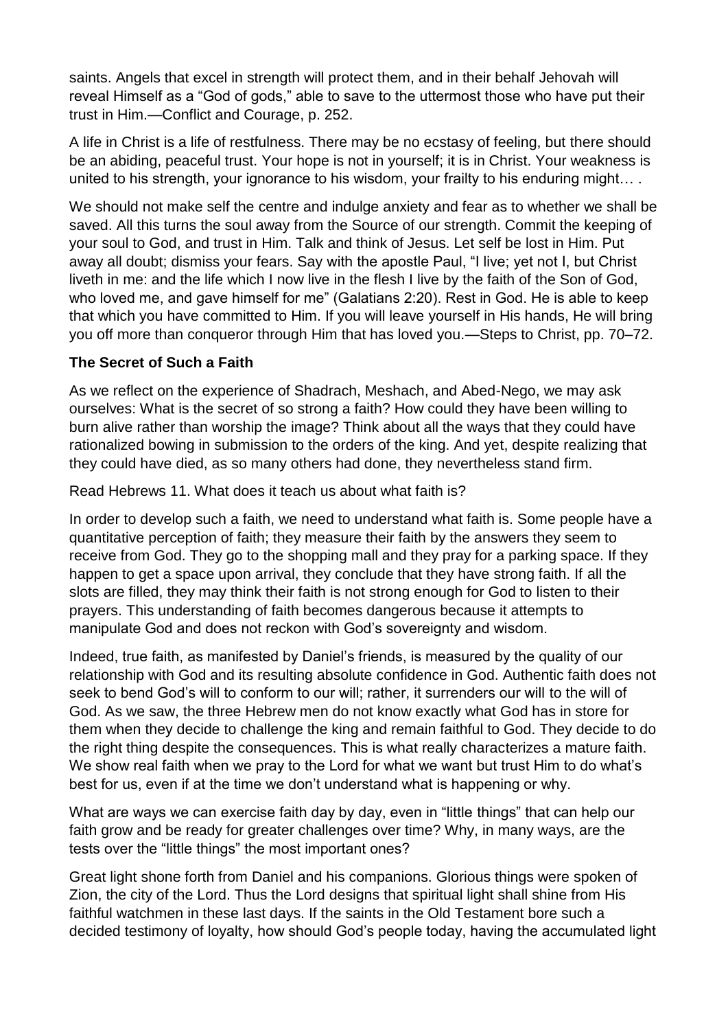saints. Angels that excel in strength will protect them, and in their behalf Jehovah will reveal Himself as a “God of gods,” able to save to the uttermost those who have put their trust in Him.—Conflict and Courage, p. 252.

A life in Christ is a life of restfulness. There may be no ecstasy of feeling, but there should be an abiding, peaceful trust. Your hope is not in yourself; it is in Christ. Your weakness is united to his strength, your ignorance to his wisdom, your frailty to his enduring might… .

We should not make self the centre and indulge anxiety and fear as to whether we shall be saved. All this turns the soul away from the Source of our strength. Commit the keeping of your soul to God, and trust in Him. Talk and think of Jesus. Let self be lost in Him. Put away all doubt; dismiss your fears. Say with the apostle Paul, “I live; yet not I, but Christ liveth in me: and the life which I now live in the flesh I live by the faith of the Son of God, who loved me, and gave himself for me” (Galatians 2:20). Rest in God. He is able to keep that which you have committed to Him. If you will leave yourself in His hands, He will bring you off more than conqueror through Him that has loved you.—Steps to Christ, pp. 70–72.

**The Secret of Such a Faith**

As we reflect on the experience of Shadrach, Meshach, and Abed-Nego, we may ask ourselves: What is the secret of so strong a faith? How could they have been willing to burn alive rather than worship the image? Think about all the ways that they could have rationalized bowing in submission to the orders of the king. And yet, despite realizing that they could have died, as so many others had done, they nevertheless stand firm.

Read Hebrews 11. What does it teach us about what faith is?

In order to develop such a faith, we need to understand what faith is. Some people have a quantitative perception of faith; they measure their faith by the answers they seem to receive from God. They go to the shopping mall and they pray for a parking space. If they happen to get a space upon arrival, they conclude that they have strong faith. If all the slots are filled, they may think their faith is not strong enough for God to listen to their prayers. This understanding of faith becomes dangerous because it attempts to manipulate God and does not reckon with God’s sovereignty and wisdom.

Indeed, true faith, as manifested by Daniel’s friends, is measured by the quality of our relationship with God and its resulting absolute confidence in God. Authentic faith does not seek to bend God’s will to conform to our will; rather, it surrenders our will to the will of God. As we saw, the three Hebrew men do not know exactly what God has in store for them when they decide to challenge the king and remain faithful to God. They decide to do the right thing despite the consequences. This is what really characterizes a mature faith. We show real faith when we pray to the Lord for what we want but trust Him to do what’s best for us, even if at the time we don’t understand what is happening or why.

What are ways we can exercise faith day by day, even in “little things” that can help our faith grow and be ready for greater challenges over time? Why, in many ways, are the tests over the “little things” the most important ones?

Great light shone forth from Daniel and his companions. Glorious things were spoken of Zion, the city of the Lord. Thus the Lord designs that spiritual light shall shine from His faithful watchmen in these last days. If the saints in the Old Testament bore such a decided testimony of loyalty, how should God’s people today, having the accumulated light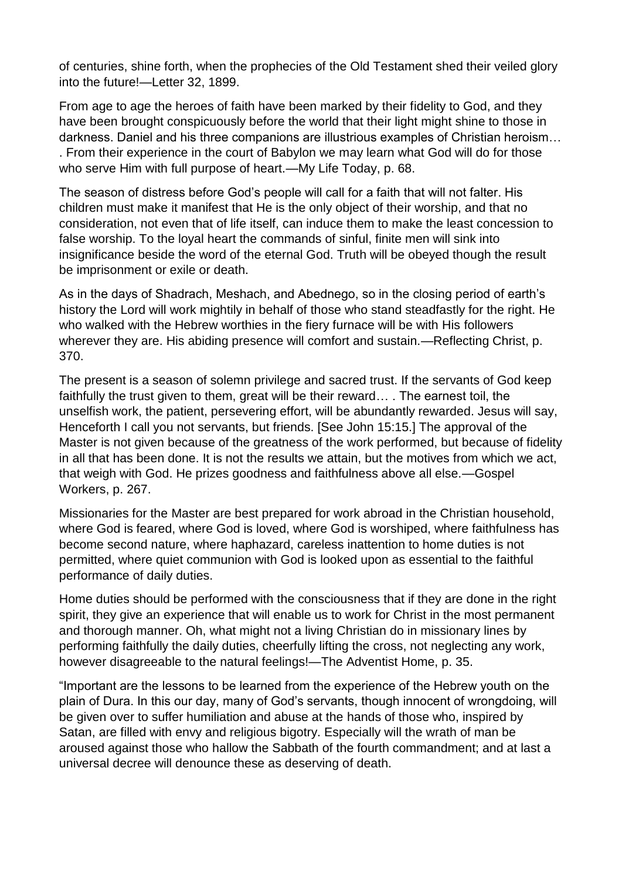of centuries, shine forth, when the prophecies of the Old Testament shed their veiled glory into the future!—Letter 32, 1899.

From age to age the heroes of faith have been marked by their fidelity to God, and they have been brought conspicuously before the world that their light might shine to those in darkness. Daniel and his three companions are illustrious examples of Christian heroism… . From their experience in the court of Babylon we may learn what God will do for those who serve Him with full purpose of heart.—My Life Today, p. 68.

The season of distress before God's people will call for a faith that will not falter. His children must make it manifest that He is the only object of their worship, and that no consideration, not even that of life itself, can induce them to make the least concession to false worship. To the loyal heart the commands of sinful, finite men will sink into insignificance beside the word of the eternal God. Truth will be obeyed though the result be imprisonment or exile or death.

As in the days of Shadrach, Meshach, and Abednego, so in the closing period of earth's history the Lord will work mightily in behalf of those who stand steadfastly for the right. He who walked with the Hebrew worthies in the fiery furnace will be with His followers wherever they are. His abiding presence will comfort and sustain.—Reflecting Christ, p. 370.

The present is a season of solemn privilege and sacred trust. If the servants of God keep faithfully the trust given to them, great will be their reward… . The earnest toil, the unselfish work, the patient, persevering effort, will be abundantly rewarded. Jesus will say, Henceforth I call you not servants, but friends. [See John 15:15.] The approval of the Master is not given because of the greatness of the work performed, but because of fidelity in all that has been done. It is not the results we attain, but the motives from which we act, that weigh with God. He prizes goodness and faithfulness above all else.—Gospel Workers, p. 267.

Missionaries for the Master are best prepared for work abroad in the Christian household, where God is feared, where God is loved, where God is worshiped, where faithfulness has become second nature, where haphazard, careless inattention to home duties is not permitted, where quiet communion with God is looked upon as essential to the faithful performance of daily duties.

Home duties should be performed with the consciousness that if they are done in the right spirit, they give an experience that will enable us to work for Christ in the most permanent and thorough manner. Oh, what might not a living Christian do in missionary lines by performing faithfully the daily duties, cheerfully lifting the cross, not neglecting any work, however disagreeable to the natural feelings!—The Adventist Home, p. 35.

"Important are the lessons to be learned from the experience of the Hebrew youth on the plain of Dura. In this our day, many of God's servants, though innocent of wrongdoing, will be given over to suffer humiliation and abuse at the hands of those who, inspired by Satan, are filled with envy and religious bigotry. Especially will the wrath of man be aroused against those who hallow the Sabbath of the fourth commandment; and at last a universal decree will denounce these as deserving of death.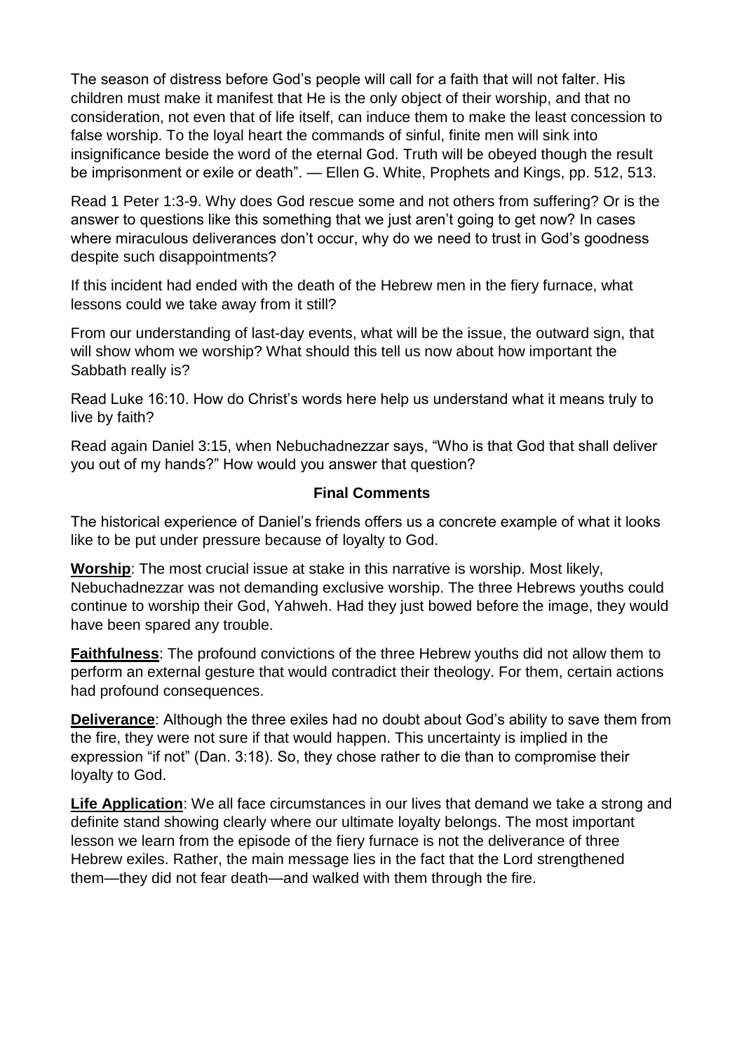The season of distress before God's people will call for a faith that will not falter. His children must make it manifest that He is the only object of their worship, and that no consideration, not even that of life itself, can induce them to make the least concession to false worship. To the loyal heart the commands of sinful, finite men will sink into insignificance beside the word of the eternal God. Truth will be obeyed though the result be imprisonment or exile or death". — Ellen G. White, Prophets and Kings, pp. 512, 513.

Read 1 Peter 1:3-9. Why does God rescue some and not others from suffering? Or is the answer to questions like this something that we just aren't going to get now? In cases where miraculous deliverances don't occur, why do we need to trust in God's goodness despite such disappointments?

If this incident had ended with the death of the Hebrew men in the fiery furnace, what lessons could we take away from it still?

From our understanding of last-day events, what will be the issue, the outward sign, that will show whom we worship? What should this tell us now about how important the Sabbath really is?

Read Luke 16:10. How do Christ's words here help us understand what it means truly to live by faith?

Read again Daniel 3:15, when Nebuchadnezzar says, "Who is that God that shall deliver you out of my hands?" How would you answer that question?

**Final Comments**

The historical experience of Daniel's friends offers us a concrete example of what it looks like to be put under pressure because of loyalty to God.

**Worship**: The most crucial issue at stake in this narrative is worship. Most likely, Nebuchadnezzar was not demanding exclusive worship. The three Hebrews youths could continue to worship their God, Yahweh. Had they just bowed before the image, they would have been spared any trouble.

**Faithfulness**: The profound convictions of the three Hebrew youths did not allow them to perform an external gesture that would contradict their theology. For them, certain actions had profound consequences.

**Deliverance**: Although the three exiles had no doubt about God's ability to save them from the fire, they were not sure if that would happen. This uncertainty is implied in the expression "if not" (Dan. 3:18). So, they chose rather to die than to compromise their loyalty to God.

**Life Application**: We all face circumstances in our lives that demand we take a strong and definite stand showing clearly where our ultimate loyalty belongs. The most important lesson we learn from the episode of the fiery furnace is not the deliverance of three Hebrew exiles. Rather, the main message lies in the fact that the Lord strengthened them—they did not fear death—and walked with them through the fire.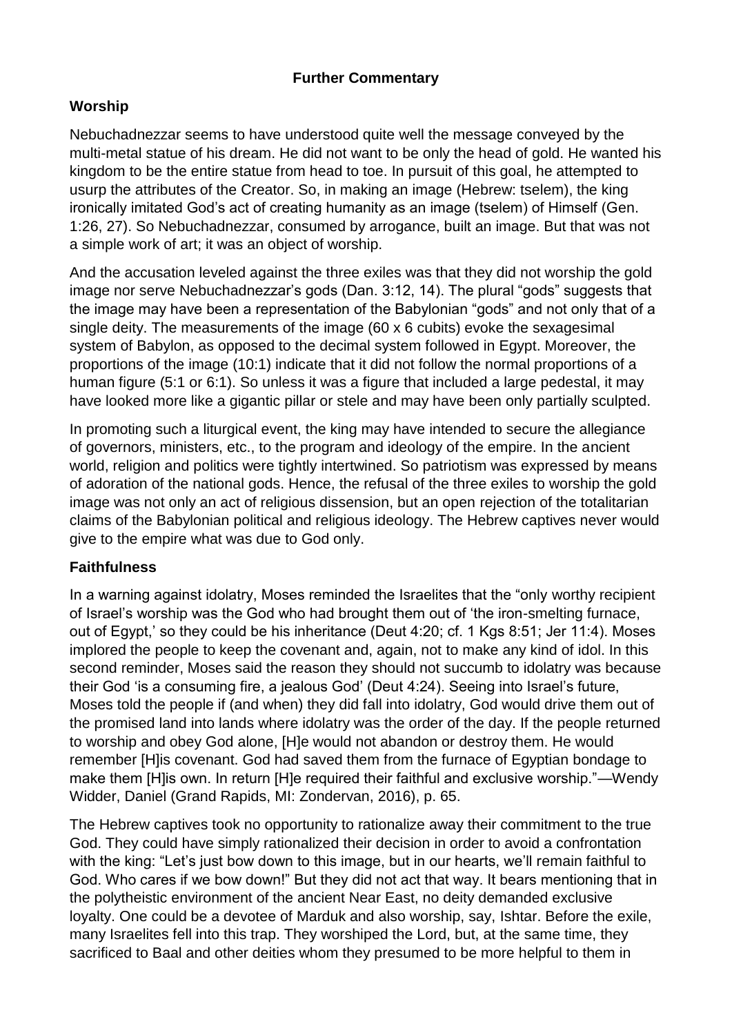## Further Commentary

### Worship

Nebuchadnezzar seems to have understood quite well the message conveyed by the multi-metal statue of his dream. He did not want to be only the head of gold. He wanted his kingdom to be the entire statue from head to toe. In pursuit of this goal, he attempted to usurp the attributes of the Creator. So, in making an image (Hebrew: tselem), the king ironically imitated God's act of creating humanity as an image (tselem) of Himself (Gen. 1:26, 27). So Nebuchadnezzar, consumed by arrogance, built an image. But that was not a simple work of art; it was an object of worship.

And the accusation leveled against the three exiles was that they did not worship the gold image nor serve Nebuchadnezzar's gods (Dan. 3:12, 14). The plural "gods" suggests that the image may have been a representation of the Babylonian "gods" and not only that of a single deity. The measurements of the image (60 x 6 cubits) evoke the sexagesimal system of Babylon, as opposed to the decimal system followed in Egypt. Moreover, the proportions of the image (10:1) indicate that it did not follow the normal proportions of a human figure (5:1 or 6:1). So unless it was a figure that included a large pedestal, it may have looked more like a gigantic pillar or stele and may have been only partially sculpted.

In promoting such a liturgical event, the king may have intended to secure the allegiance of governors, ministers, etc., to the program and ideology of the empire. In the ancient world, religion and politics were tightly intertwined. So patriotism was expressed by means of adoration of the national gods. Hence, the refusal of the three exiles to worship the gold image was not only an act of religious dissension, but an open rejection of the totalitarian claims of the Babylonian political and religious ideology. The Hebrew captives never would give to the empire what was due to God only.

### Faithfulness

In a warning against idolatry, Moses reminded the Israelites that the "only worthy recipient of Israel's worship was the God who had brought them out of 'the iron-smelting furnace, out of Egypt,' so they could be his inheritance (Deut 4:20; cf. 1 Kgs 8:51; Jer 11:4). Moses implored the people to keep the covenant and, again, not to make any kind of idol. In this second reminder, Moses said the reason they should not succumb to idolatry was because their God 'is a consuming fire, a jealous God' (Deut 4:24). Seeing into Israel's future, Moses told the people if (and when) they did fall into idolatry, God would drive them out of the promised land into lands where idolatry was the order of the day. If the people returned to worship and obey God alone, [H]e would not abandon or destroy them. He would remember [H]is covenant. God had saved them from the furnace of Egyptian bondage to make them [H]is own. In return [H]e required their faithful and exclusive worship."—Wendy Widder, Daniel (Grand Rapids, MI: Zondervan, 2016), p. 65.

The Hebrew captives took no opportunity to rationalize away their commitment to the true God. They could have simply rationalized their decision in order to avoid a confrontation with the king: "Let's just bow down to this image, but in our hearts, we'll remain faithful to God. Who cares if we bow down!" But they did not act that way. It bears mentioning that in the polytheistic environment of the ancient Near East, no deity demanded exclusive loyalty. One could be a devotee of Marduk and also worship, say, Ishtar. Before the exile, many Israelites fell into this trap. They worshiped the Lord, but, at the same time, they sacrificed to Baal and other deities whom they presumed to be more helpful to them in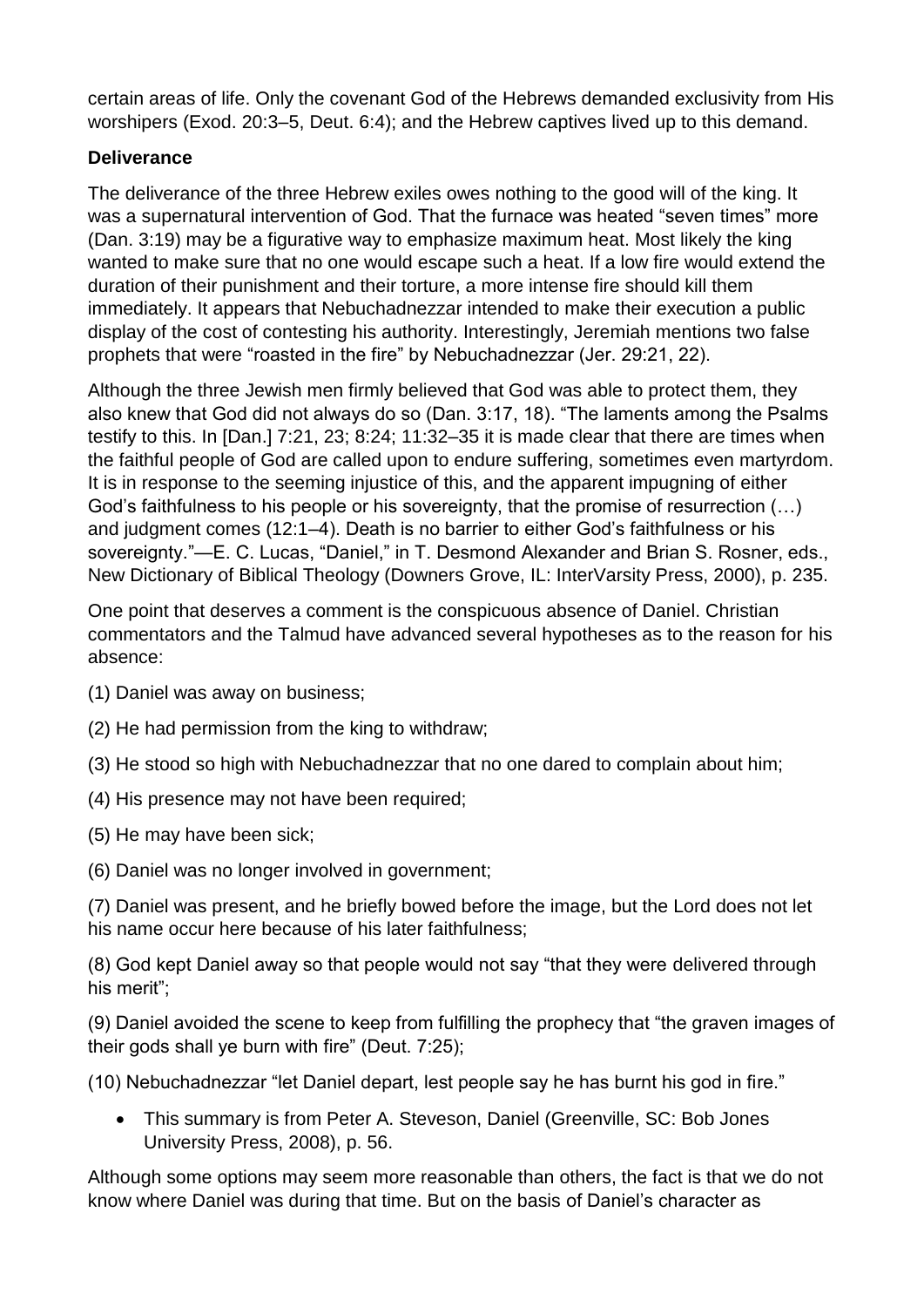certain areas of life. Only the covenant God of the Hebrews demanded exclusivity from His worshipers (Exod. 20:3–5, Deut. 6:4); and the Hebrew captives lived up to this demand.

**Deliverance**

The deliverance of the three Hebrew exiles owes nothing to the good will of the king. It was a supernatural intervention of God. That the furnace was heated "seven times" more (Dan. 3:19) may be a figurative way to emphasize maximum heat. Most likely the king wanted to make sure that no one would escape such a heat. If a low fire would extend the duration of their punishment and their torture, a more intense fire should kill them immediately. It appears that Nebuchadnezzar intended to make their execution a public display of the cost of contesting his authority. Interestingly, Jeremiah mentions two false prophets that were "roasted in the fire" by Nebuchadnezzar (Jer. 29:21, 22).

Although the three Jewish men firmly believed that God was able to protect them, they also knew that God did not always do so (Dan. 3:17, 18). "The laments among the Psalms testify to this. In [Dan.] 7:21, 23; 8:24; 11:32–35 it is made clear that there are times when the faithful people of God are called upon to endure suffering, sometimes even martyrdom. It is in response to the seeming injustice of this, and the apparent impugning of either God's faithfulness to his people or his sovereignty, that the promise of resurrection (…) and judgment comes (12:1–4). Death is no barrier to either God's faithfulness or his sovereignty."—E. C. Lucas, "Daniel," in T. Desmond Alexander and Brian S. Rosner, eds., New Dictionary of Biblical Theology (Downers Grove, IL: InterVarsity Press, 2000), p. 235.

One point that deserves a comment is the conspicuous absence of Daniel. Christian commentators and the Talmud have advanced several hypotheses as to the reason for his absence:

(1) Daniel was away on business;

(2) He had permission from the king to withdraw;

(3) He stood so high with Nebuchadnezzar that no one dared to complain about him;

(4) His presence may not have been required;

(5) He may have been sick;

(6) Daniel was no longer involved in government;

(7) Daniel was present, and he briefly bowed before the image, but the Lord does not let his name occur here because of his later faithfulness;

(8) God kept Daniel away so that people would not say "that they were delivered through his merit";

(9) Daniel avoided the scene to keep from fulfilling the prophecy that "the graven images of their gods shall ye burn with fire" (Deut. 7:25);

(10) Nebuchadnezzar "let Daniel depart, lest people say he has burnt his god in fire."

- This summary is from Peter A. Steveson, Daniel (Greenville, SC: Bob Jones University Press, 2008), p. 56.

Although some options may seem more reasonable than others, the fact is that we do not know where Daniel was during that time. But on the basis of Daniel's character as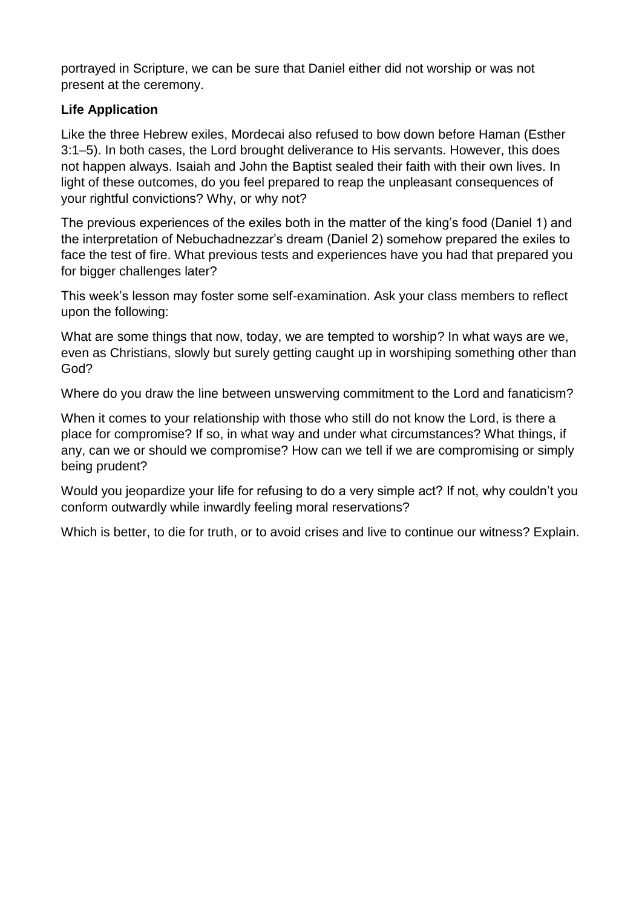portrayed in Scripture, we can be sure that Daniel either did not worship or was not present at the ceremony.

**Life Application**

Like the three Hebrew exiles, Mordecai also refused to bow down before Haman (Esther 3:1–5). In both cases, the Lord brought deliverance to His servants. However, this does not happen always. Isaiah and John the Baptist sealed their faith with their own lives. In light of these outcomes, do you feel prepared to reap the unpleasant consequences of your rightful convictions? Why, or why not?

The previous experiences of the exiles both in the matter of the king's food (Daniel 1) and the interpretation of Nebuchadnezzar's dream (Daniel 2) somehow prepared the exiles to face the test of fire. What previous tests and experiences have you had that prepared you for bigger challenges later?

This week's lesson may foster some self-examination. Ask your class members to reflect upon the following:

What are some things that now, today, we are tempted to worship? In what ways are we, even as Christians, slowly but surely getting caught up in worshiping something other than God?

Where do you draw the line between unswerving commitment to the Lord and fanaticism?

When it comes to your relationship with those who still do not know the Lord, is there a place for compromise? If so, in what way and under what circumstances? What things, if any, can we or should we compromise? How can we tell if we are compromising or simply being prudent?

Would you jeopardize your life for refusing to do a very simple act? If not, why couldn't you conform outwardly while inwardly feeling moral reservations?

Which is better, to die for truth, or to avoid crises and live to continue our witness? Explain.